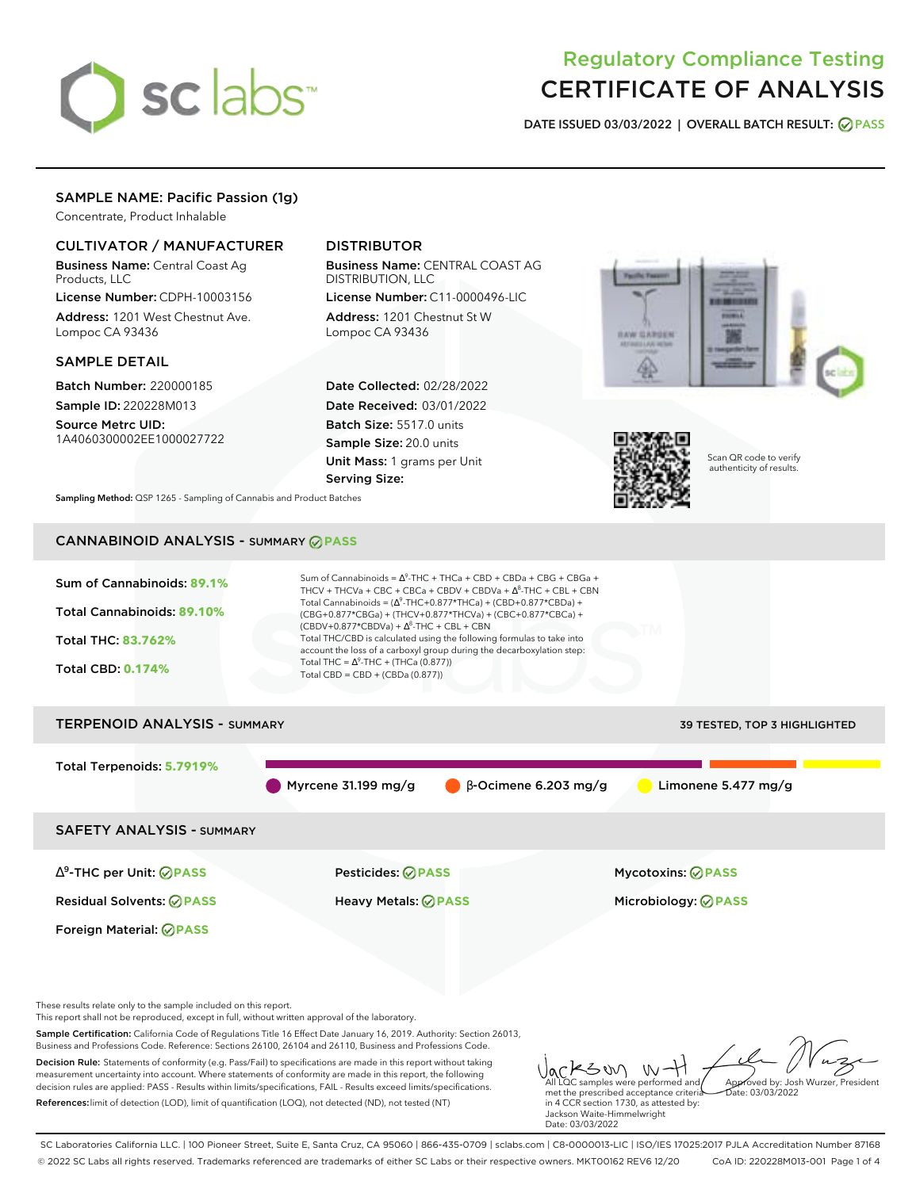# Regulatory Compliance Testing
# CERTIFICATE OF ANALYSIS

**DATE ISSUED 03/03/2022 | OVERALL BATCH RESULT: PASS**

## SAMPLE NAME: Pacific Passion (1g)

Concentrate, Product Inhalable

### CULTIVATOR / MANUFACTURER

**Business Name:** Central Coast Ag Products, LLC

**License Number:** CDPH-10003156

**Address:** 1201 West Chestnut Ave. Lompoc CA 93436

### DISTRIBUTOR

**Business Name:** CENTRAL COAST AG DISTRIBUTION, LLC

**License Number:** C11-0000496-LIC

**Address:** 1201 Chestnut St W Lompoc CA 93436

### SAMPLE DETAIL

**Batch Number:** 220000185

**Sample ID:** 220228M013

**Source Metrc UID:** 1A4060300002EE1000027722

**Date Collected:** 02/28/2022

**Date Received:** 03/01/2022

**Batch Size:** 5517.0 units

**Sample Size:** 20.0 units

**Unit Mass:** 1 grams per Unit

**Serving Size:**

Scan QR code to verify authenticity of results.

**Sampling Method:** QSP 1265 - Sampling of Cannabis and Product Batches

## CANNABINOID ANALYSIS - SUMMARY PASS

**Sum of Cannabinoids:** 89.1%

**Total Cannabinoids:** 89.10%

**Total THC:** 83.762%

**Total CBD:** 0.174%

Sum of Cannabinoids = $\Delta^9$-THC + THCa + CBD + CBDa + CBG + CBGa + THCV + THCVa + CBC + CBCa + CBDV + CBDVa + $\Delta^8$-THC + CBL + CBN

Total Cannabinoids = ($\Delta^9$-THC+0.877*THCa) + (CBD+0.877*CBDa) + (CBG+0.877*CBGa) + (THCV+0.877*THCVa) + (CBC+0.877*CBCa) + (CBDV+0.877*CBDVa) + $\Delta^8$-THC + CBL + CBN

Total THC/CBD is calculated using the following formulas to take into account the loss of a carboxyl group during the decarboxylation step:

Total THC = $\Delta^9$-THC + (THCa (0.877))

Total CBD = CBD + (CBDa (0.877))

## TERPENOID ANALYSIS - SUMMARY

39 TESTED, TOP 3 HIGHLIGHTED

**Total Terpenoids:** 5.7919%

Myrcene 31.199 mg/g | β-Ocimene 6.203 mg/g | Limonene 5.477 mg/g

## SAFETY ANALYSIS - SUMMARY

| | | |
|---|---|---|
| $\Delta^9$-THC per Unit: PASS | Pesticides: PASS | Mycotoxins: PASS |
| Residual Solvents: PASS | Heavy Metals: PASS | Microbiology: PASS |
| Foreign Material: PASS | | |

These results relate only to the sample included on this report.
This report shall not be reproduced, except in full, without written approval of the laboratory.

**Sample Certification:** California Code of Regulations Title 16 Effect Date January 16, 2019. Authority: Section 26013, Business and Professions Code. Reference: Sections 26100, 26104 and 26110, Business and Professions Code.

**Decision Rule:** Statements of conformity (e.g. Pass/Fail) to specifications are made in this report without taking measurement uncertainty into account. Where statements of conformity are made in this report, the following decision rules are applied: PASS - Results within limits/specifications, FAIL - Results exceed limits/specifications.

**References:** limit of detection (LOD), limit of quantification (LOQ), not detected (ND), not tested (NT)

All LQC samples were performed and met the prescribed acceptance criteria in 4 CCR section 1730, as attested by: Jackson Waite-Himmelwright
Date: 03/03/2022

Approved by: Josh Wurzer, President
Date: 03/03/2022

SC Laboratories California LLC. | 100 Pioneer Street, Suite E, Santa Cruz, CA 95060 | 866-435-0709 | sclabs.com | C8-0000013-LIC | ISO/IES 17025:2017 PJLA Accreditation Number 87168
© 2022 SC Labs all rights reserved. Trademarks referenced are trademarks of either SC Labs or their respective owners. MKT00162 REV6 12/20 CoA ID: 220228M013-001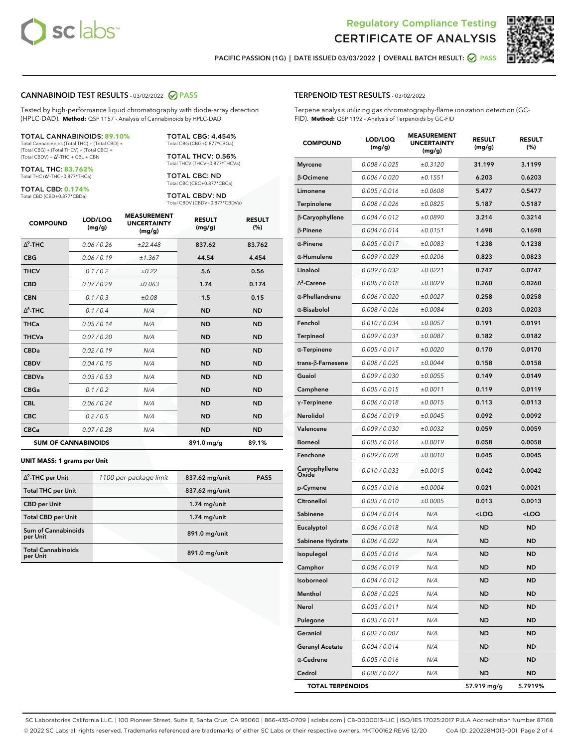# Regulatory Compliance Testing
# CERTIFICATE OF ANALYSIS

PACIFIC PASSION (1G) | DATE ISSUED 03/03/2022 | OVERALL BATCH RESULT: PASS

## CANNABINOID TEST RESULTS - 03/02/2022 PASS

Tested by high-performance liquid chromatography with diode-array detection (HPLC-DAD). **Method:** QSP 1157 - Analysis of Cannabinoids by HPLC-DAD

**TOTAL CANNABINOIDS: 89.10%**
Total Cannabinoids (Total THC) + (Total CBD) + (Total CBG) + (Total THCV) + (Total CBC) + (Total CBDV) + $\Delta^8$-THC + CBL + CBN

**TOTAL THC: 83.762%**
Total THC ($\Delta^9$-THC+0.877*THCa)

**TOTAL CBD: 0.174%**
Total CBD (CBD+0.877*CBDa)

**TOTAL CBG: 4.454%**
Total CBG (CBG+0.877*CBGa)

**TOTAL THCV: 0.56%**
Total THCV (THCV+0.877*THCVa)

**TOTAL CBC: ND**
Total CBC (CBC+0.877*CBCa)

**TOTAL CBDV: ND**
Total CBDV (CBDV+0.877*CBDVa)

| COMPOUND | LOD/LOQ (mg/g) | MEASUREMENT UNCERTAINTY (mg/g) | RESULT (mg/g) | RESULT (%) |
|---|---|---|---|---|
| $\Delta^9$-THC | 0.06 / 0.26 | ±22.448 | 837.62 | 83.762 |
| CBG | 0.06 / 0.19 | ±1.367 | 44.54 | 4.454 |
| THCV | 0.1 / 0.2 | ±0.22 | 5.6 | 0.56 |
| CBD | 0.07 / 0.29 | ±0.063 | 1.74 | 0.174 |
| CBN | 0.1 / 0.3 | ±0.08 | 1.5 | 0.15 |
| $\Delta^8$-THC | 0.1 / 0.4 | N/A | ND | ND |
| THCa | 0.05 / 0.14 | N/A | ND | ND |
| THCVa | 0.07 / 0.20 | N/A | ND | ND |
| CBDa | 0.02 / 0.19 | N/A | ND | ND |
| CBDV | 0.04 / 0.15 | N/A | ND | ND |
| CBDVa | 0.03 / 0.53 | N/A | ND | ND |
| CBGa | 0.1 / 0.2 | N/A | ND | ND |
| CBL | 0.06 / 0.24 | N/A | ND | ND |
| CBC | 0.2 / 0.5 | N/A | ND | ND |
| CBCa | 0.07 / 0.28 | N/A | ND | ND |
| **SUM OF CANNABINOIDS** | | | 891.0 mg/g | 89.1% |

**UNIT MASS: 1 grams per Unit**

| | | | |
|---|---|---|---|
| $\Delta^9$-THC per Unit | 1100 per-package limit | 837.62 mg/unit | PASS |
| Total THC per Unit | | 837.62 mg/unit | |
| CBD per Unit | | 1.74 mg/unit | |
| Total CBD per Unit | | 1.74 mg/unit | |
| Sum of Cannabinoids per Unit | | 891.0 mg/unit | |
| Total Cannabinoids per Unit | | 891.0 mg/unit | |

## TERPENOID TEST RESULTS - 03/02/2022

Terpene analysis utilizing gas chromatography-flame ionization detection (GC-FID). **Method:** QSP 1192 - Analysis of Terpenoids by GC-FID

| COMPOUND | LOD/LOQ (mg/g) | MEASUREMENT UNCERTAINTY (mg/g) | RESULT (mg/g) | RESULT (%) |
|---|---|---|---|---|
| Myrcene | 0.008 / 0.025 | ±0.3120 | 31.199 | 3.1199 |
| β-Ocimene | 0.006 / 0.020 | ±0.1551 | 6.203 | 0.6203 |
| Limonene | 0.005 / 0.016 | ±0.0608 | 5.477 | 0.5477 |
| Terpinolene | 0.008 / 0.026 | ±0.0825 | 5.187 | 0.5187 |
| β-Caryophyllene | 0.004 / 0.012 | ±0.0890 | 3.214 | 0.3214 |
| β-Pinene | 0.004 / 0.014 | ±0.0151 | 1.698 | 0.1698 |
| α-Pinene | 0.005 / 0.017 | ±0.0083 | 1.238 | 0.1238 |
| α-Humulene | 0.009 / 0.029 | ±0.0206 | 0.823 | 0.0823 |
| Linalool | 0.009 / 0.032 | ±0.0221 | 0.747 | 0.0747 |
| $\Delta^3$-Carene | 0.005 / 0.018 | ±0.0029 | 0.260 | 0.0260 |
| α-Phellandrene | 0.006 / 0.020 | ±0.0027 | 0.258 | 0.0258 |
| α-Bisabolol | 0.008 / 0.026 | ±0.0084 | 0.203 | 0.0203 |
| Fenchol | 0.010 / 0.034 | ±0.0057 | 0.191 | 0.0191 |
| Terpineol | 0.009 / 0.031 | ±0.0087 | 0.182 | 0.0182 |
| α-Terpinene | 0.005 / 0.017 | ±0.0020 | 0.170 | 0.0170 |
| trans-β-Farnesene | 0.008 / 0.025 | ±0.0044 | 0.158 | 0.0158 |
| Guaiol | 0.009 / 0.030 | ±0.0055 | 0.149 | 0.0149 |
| Camphene | 0.005 / 0.015 | ±0.0011 | 0.119 | 0.0119 |
| γ-Terpinene | 0.006 / 0.018 | ±0.0015 | 0.113 | 0.0113 |
| Nerolidol | 0.006 / 0.019 | ±0.0045 | 0.092 | 0.0092 |
| Valencene | 0.009 / 0.030 | ±0.0032 | 0.059 | 0.0059 |
| Borneol | 0.005 / 0.016 | ±0.0019 | 0.058 | 0.0058 |
| Fenchone | 0.009 / 0.028 | ±0.0010 | 0.045 | 0.0045 |
| Caryophyllene Oxide | 0.010 / 0.033 | ±0.0015 | 0.042 | 0.0042 |
| p-Cymene | 0.005 / 0.016 | ±0.0004 | 0.021 | 0.0021 |
| Citronellol | 0.003 / 0.010 | ±0.0005 | 0.013 | 0.0013 |
| Sabinene | 0.004 / 0.014 | N/A | <LOQ | <LOQ |
| Eucalyptol | 0.006 / 0.018 | N/A | ND | ND |
| Sabinene Hydrate | 0.006 / 0.022 | N/A | ND | ND |
| Isopulegol | 0.005 / 0.016 | N/A | ND | ND |
| Camphor | 0.006 / 0.019 | N/A | ND | ND |
| Isoborneol | 0.004 / 0.012 | N/A | ND | ND |
| Menthol | 0.008 / 0.025 | N/A | ND | ND |
| Nerol | 0.003 / 0.011 | N/A | ND | ND |
| Pulegone | 0.003 / 0.011 | N/A | ND | ND |
| Geraniol | 0.002 / 0.007 | N/A | ND | ND |
| Geranyl Acetate | 0.004 / 0.014 | N/A | ND | ND |
| α-Cedrene | 0.005 / 0.016 | N/A | ND | ND |
| Cedrol | 0.008 / 0.027 | N/A | ND | ND |
| **TOTAL TERPENOIDS** | | | 57.919 mg/g | 5.7919% |

SC Laboratories California LLC. | 100 Pioneer Street, Suite E, Santa Cruz, CA 95060 | 866-435-0709 | sclabs.com | C8-0000013-LIC | ISO/IES 17025:2017 PJLA Accreditation Number 87168
© 2022 SC Labs all rights reserved. Trademarks referenced are trademarks of either SC Labs or their respective owners. MKT00162 REV6 12/20 CoA ID: 220228M013-001